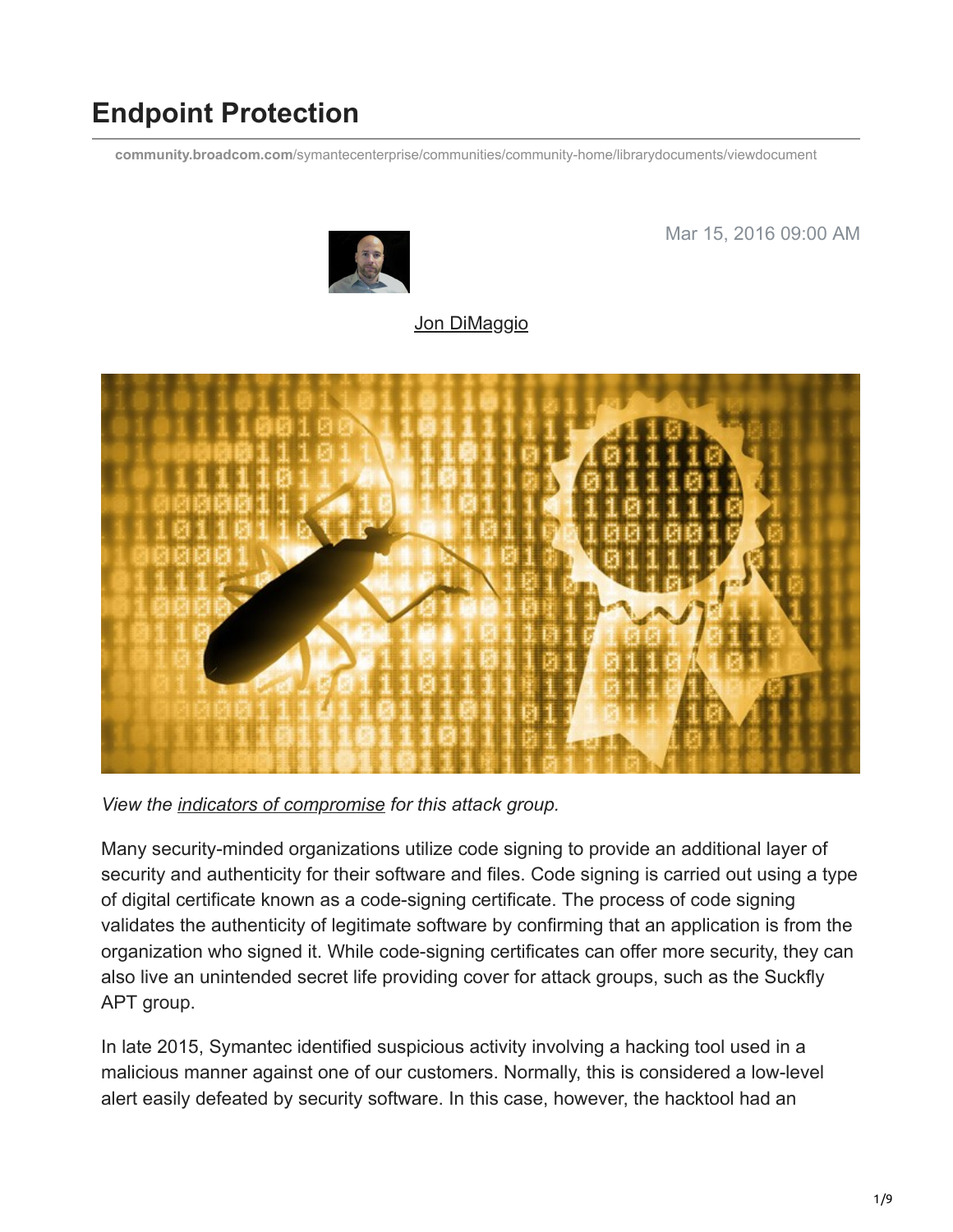# Endpoint Protection

community.broadcom.com/symantecenterprise/communities/community-home/librarydocuments/viewdocument

Mar 15, 2016 09:00 AM

Jon DiMaggio

*View the indicators of compromise for this attack group.*

Many security-minded organizations utilize code signing to provide an additional layer of security and authenticity for their software and files. Code signing is carried out using a type of digital certificate known as a code-signing certificate. The process of code signing validates the authenticity of legitimate software by confirming that an application is from the organization who signed it. While code-signing certificates can offer more security, they can also live an unintended secret life providing cover for attack groups, such as the Suckfly APT group.

In late 2015, Symantec identified suspicious activity involving a hacking tool used in a malicious manner against one of our customers. Normally, this is considered a low-level alert easily defeated by security software. In this case, however, the hacktool had an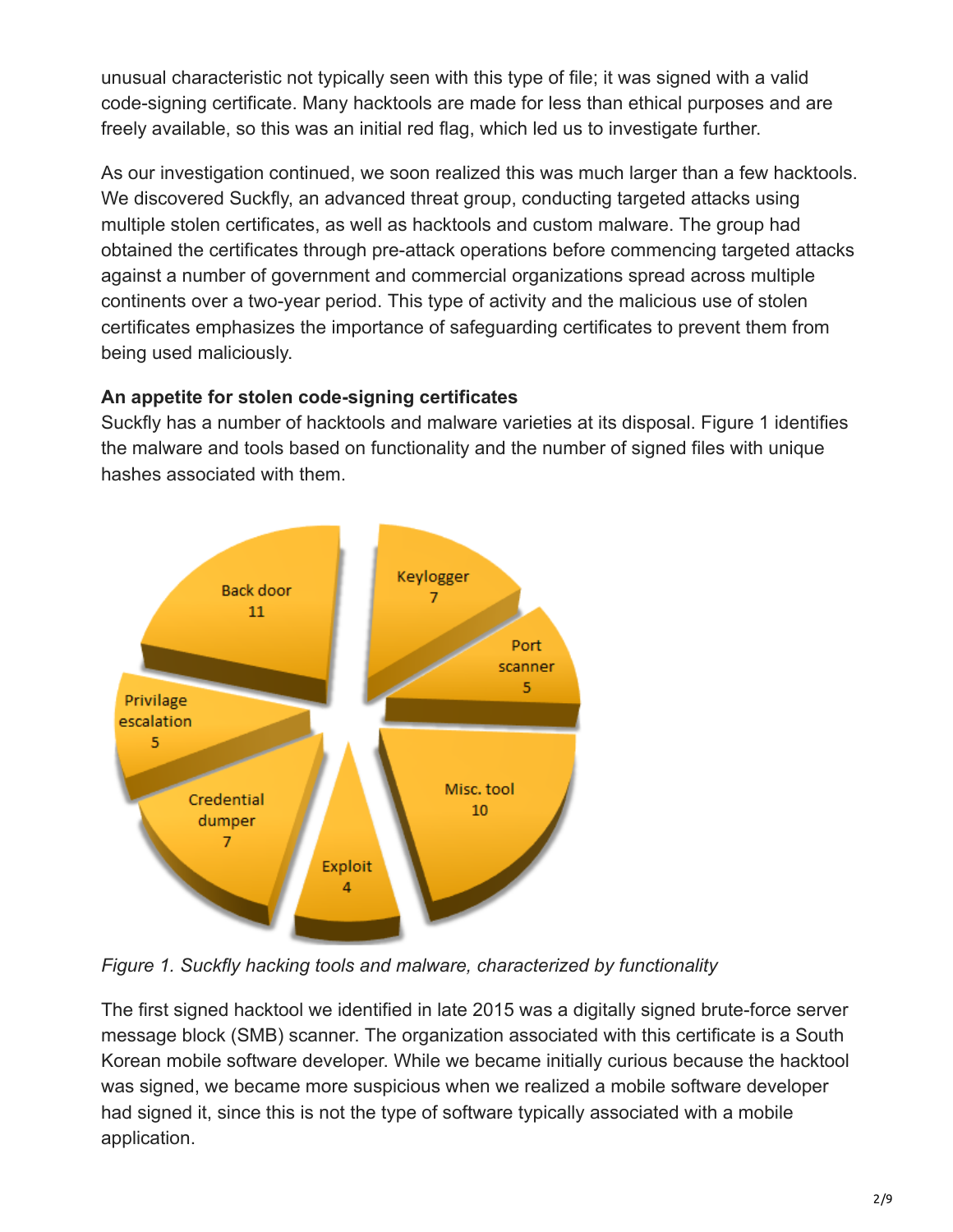unusual characteristic not typically seen with this type of file; it was signed with a valid code-signing certificate. Many hacktools are made for less than ethical purposes and are freely available, so this was an initial red flag, which led us to investigate further.

As our investigation continued, we soon realized this was much larger than a few hacktools. We discovered Suckfly, an advanced threat group, conducting targeted attacks using multiple stolen certificates, as well as hacktools and custom malware. The group had obtained the certificates through pre-attack operations before commencing targeted attacks against a number of government and commercial organizations spread across multiple continents over a two-year period. This type of activity and the malicious use of stolen certificates emphasizes the importance of safeguarding certificates to prevent them from being used maliciously.

**An appetite for stolen code-signing certificates**

Suckfly has a number of hacktools and malware varieties at its disposal. Figure 1 identifies the malware and tools based on functionality and the number of signed files with unique hashes associated with them.

*Figure 1. Suckfly hacking tools and malware, characterized by functionality*

The first signed hacktool we identified in late 2015 was a digitally signed brute-force server message block (SMB) scanner. The organization associated with this certificate is a South Korean mobile software developer. While we became initially curious because the hacktool was signed, we became more suspicious when we realized a mobile software developer had signed it, since this is not the type of software typically associated with a mobile application.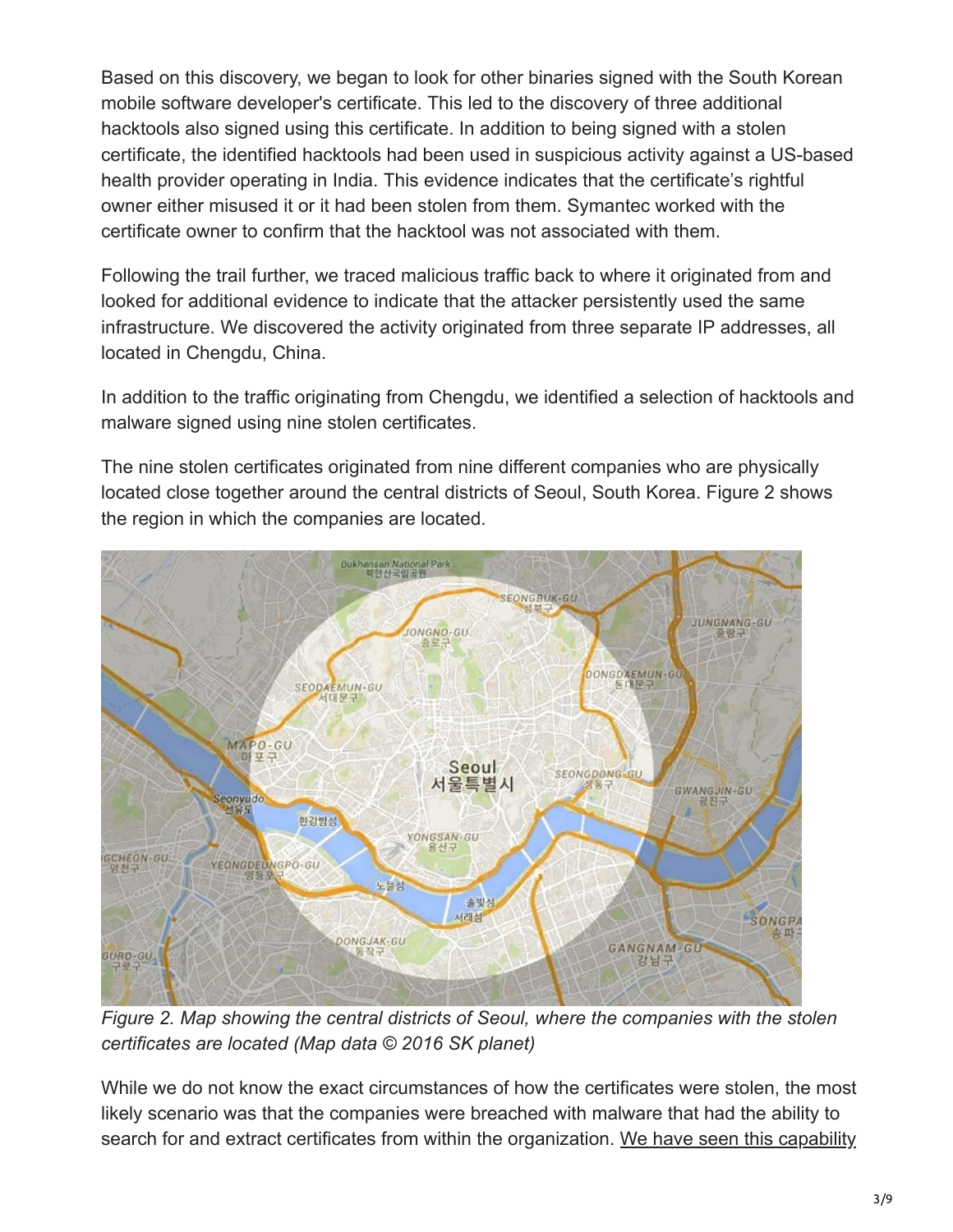Based on this discovery, we began to look for other binaries signed with the South Korean mobile software developer's certificate. This led to the discovery of three additional hacktools also signed using this certificate. In addition to being signed with a stolen certificate, the identified hacktools had been used in suspicious activity against a US-based health provider operating in India. This evidence indicates that the certificate's rightful owner either misused it or it had been stolen from them. Symantec worked with the certificate owner to confirm that the hacktool was not associated with them.

Following the trail further, we traced malicious traffic back to where it originated from and looked for additional evidence to indicate that the attacker persistently used the same infrastructure. We discovered the activity originated from three separate IP addresses, all located in Chengdu, China.

In addition to the traffic originating from Chengdu, we identified a selection of hacktools and malware signed using nine stolen certificates.

The nine stolen certificates originated from nine different companies who are physically located close together around the central districts of Seoul, South Korea. Figure 2 shows the region in which the companies are located.

*Figure 2. Map showing the central districts of Seoul, where the companies with the stolen certificates are located (Map data © 2016 SK planet)*

While we do not know the exact circumstances of how the certificates were stolen, the most likely scenario was that the companies were breached with malware that had the ability to search for and extract certificates from within the organization. We have seen this capability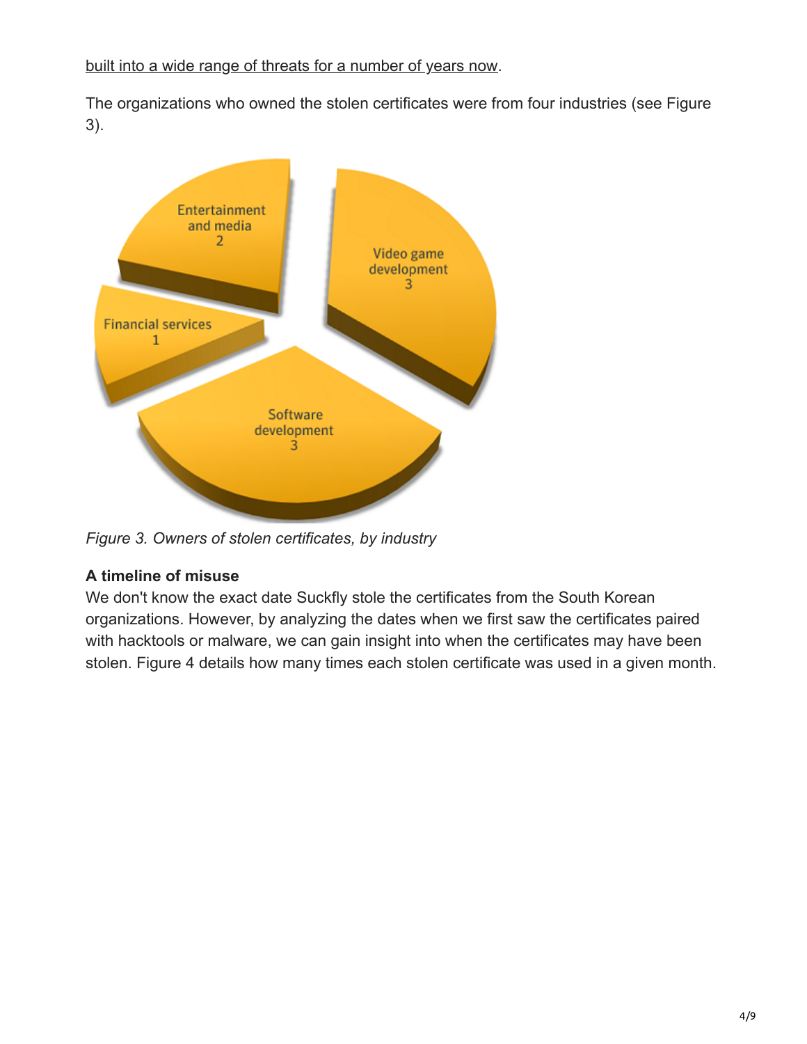built into a wide range of threats for a number of years now.

The organizations who owned the stolen certificates were from four industries (see Figure 3).

*Figure 3. Owners of stolen certificates, by industry*

### A timeline of misuse

We don't know the exact date Suckfly stole the certificates from the South Korean organizations. However, by analyzing the dates when we first saw the certificates paired with hacktools or malware, we can gain insight into when the certificates may have been stolen. Figure 4 details how many times each stolen certificate was used in a given month.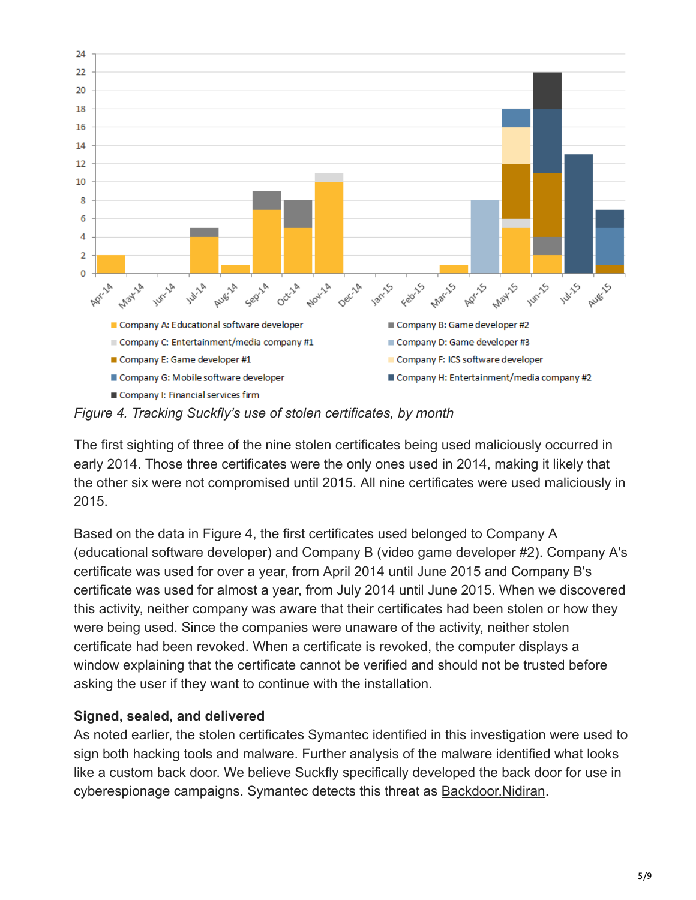Figure 4. *Tracking Suckfly's use of stolen certificates, by month*

The first sighting of three of the nine stolen certificates being used maliciously occurred in early 2014. Those three certificates were the only ones used in 2014, making it likely that the other six were not compromised until 2015. All nine certificates were used maliciously in 2015.

Based on the data in Figure 4, the first certificates used belonged to Company A (educational software developer) and Company B (video game developer #2). Company A's certificate was used for over a year, from April 2014 until June 2015 and Company B's certificate was used for almost a year, from July 2014 until June 2015. When we discovered this activity, neither company was aware that their certificates had been stolen or how they were being used. Since the companies were unaware of the activity, neither stolen certificate had been revoked. When a certificate is revoked, the computer displays a window explaining that the certificate cannot be verified and should not be trusted before asking the user if they want to continue with the installation.

**Signed, sealed, and delivered**

As noted earlier, the stolen certificates Symantec identified in this investigation were used to sign both hacking tools and malware. Further analysis of the malware identified what looks like a custom back door. We believe Suckfly specifically developed the back door for use in cyberespionage campaigns. Symantec detects this threat as Backdoor.Nidiran.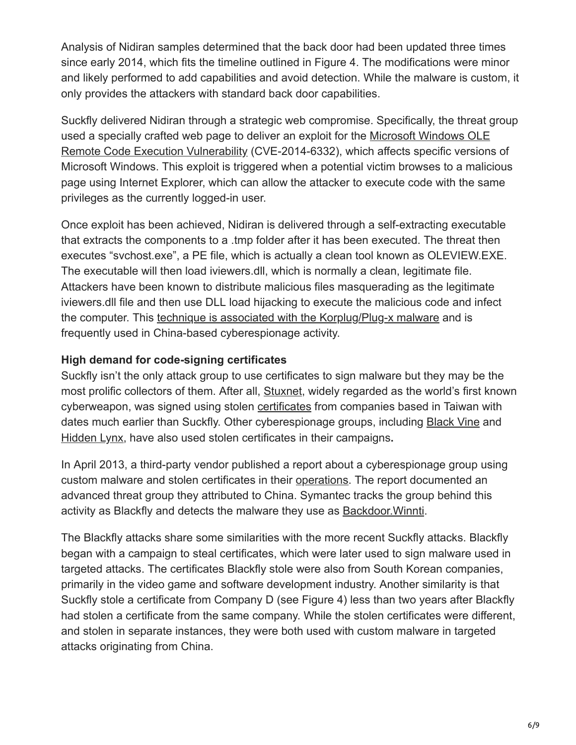Analysis of Nidiran samples determined that the back door had been updated three times since early 2014, which fits the timeline outlined in Figure 4. The modifications were minor and likely performed to add capabilities and avoid detection. While the malware is custom, it only provides the attackers with standard back door capabilities.

Suckfly delivered Nidiran through a strategic web compromise. Specifically, the threat group used a specially crafted web page to deliver an exploit for the Microsoft Windows OLE Remote Code Execution Vulnerability (CVE-2014-6332), which affects specific versions of Microsoft Windows. This exploit is triggered when a potential victim browses to a malicious page using Internet Explorer, which can allow the attacker to execute code with the same privileges as the currently logged-in user.

Once exploit has been achieved, Nidiran is delivered through a self-extracting executable that extracts the components to a .tmp folder after it has been executed. The threat then executes "svchost.exe", a PE file, which is actually a clean tool known as OLEVIEW.EXE. The executable will then load iviewers.dll, which is normally a clean, legitimate file. Attackers have been known to distribute malicious files masquerading as the legitimate iviewers.dll file and then use DLL load hijacking to execute the malicious code and infect the computer. This technique is associated with the Korplug/Plug-x malware and is frequently used in China-based cyberespionage activity.

**High demand for code-signing certificates**

Suckfly isn't the only attack group to use certificates to sign malware but they may be the most prolific collectors of them. After all, Stuxnet, widely regarded as the world's first known cyberweapon, was signed using stolen certificates from companies based in Taiwan with dates much earlier than Suckfly. Other cyberespionage groups, including Black Vine and Hidden Lynx, have also used stolen certificates in their campaigns**.**

In April 2013, a third-party vendor published a report about a cyberespionage group using custom malware and stolen certificates in their operations. The report documented an advanced threat group they attributed to China. Symantec tracks the group behind this activity as Blackfly and detects the malware they use as Backdoor.Winnti.

The Blackfly attacks share some similarities with the more recent Suckfly attacks. Blackfly began with a campaign to steal certificates, which were later used to sign malware used in targeted attacks. The certificates Blackfly stole were also from South Korean companies, primarily in the video game and software development industry. Another similarity is that Suckfly stole a certificate from Company D (see Figure 4) less than two years after Blackfly had stolen a certificate from the same company. While the stolen certificates were different, and stolen in separate instances, they were both used with custom malware in targeted attacks originating from China.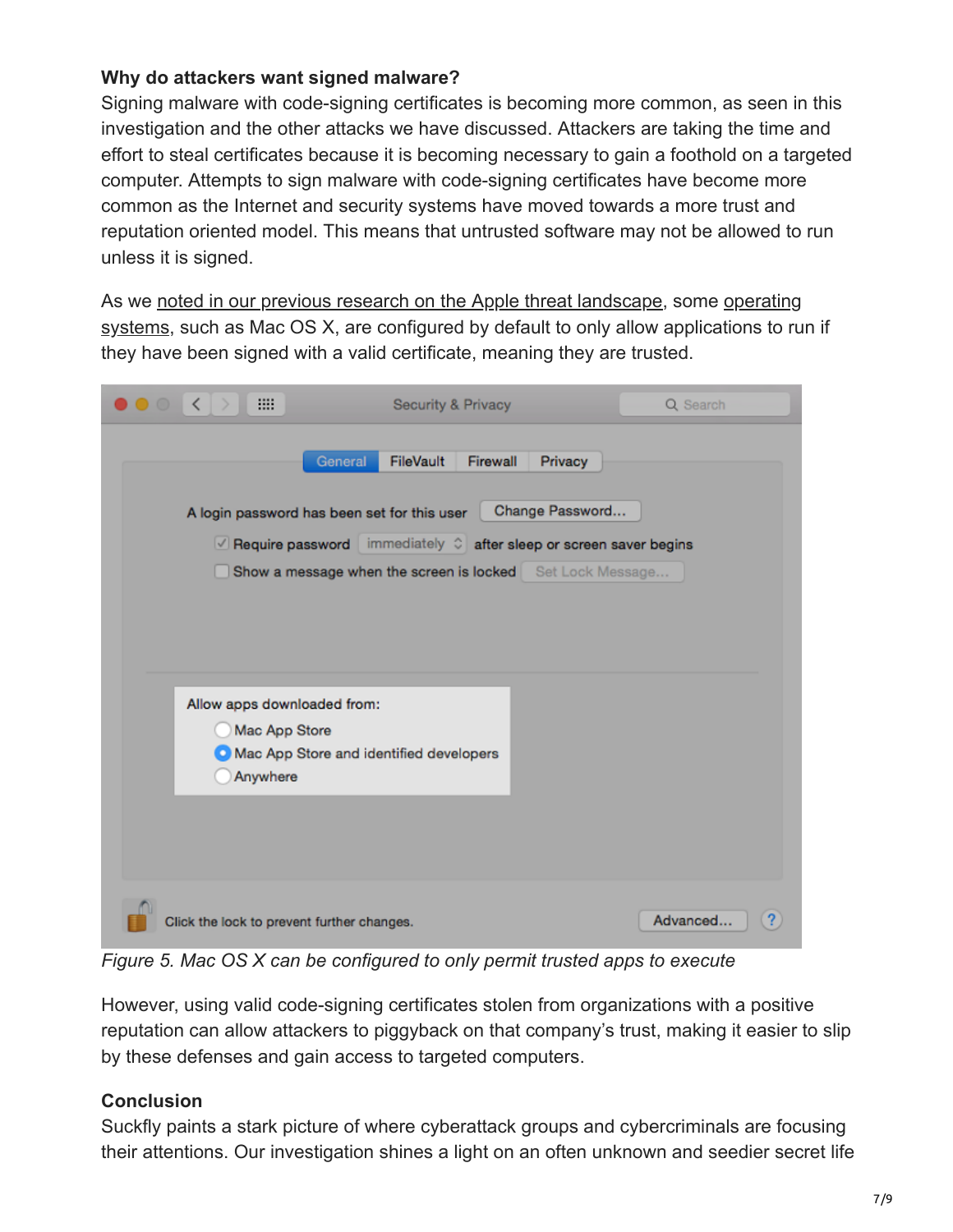**Why do attackers want signed malware?**
Signing malware with code-signing certificates is becoming more common, as seen in this investigation and the other attacks we have discussed. Attackers are taking the time and effort to steal certificates because it is becoming necessary to gain a foothold on a targeted computer. Attempts to sign malware with code-signing certificates have become more common as the Internet and security systems have moved towards a more trust and reputation oriented model. This means that untrusted software may not be allowed to run unless it is signed.

As we noted in our previous research on the Apple threat landscape, some operating systems, such as Mac OS X, are configured by default to only allow applications to run if they have been signed with a valid certificate, meaning they are trusted.

*Figure 5. Mac OS X can be configured to only permit trusted apps to execute*

However, using valid code-signing certificates stolen from organizations with a positive reputation can allow attackers to piggyback on that company's trust, making it easier to slip by these defenses and gain access to targeted computers.

**Conclusion**
Suckfly paints a stark picture of where cyberattack groups and cybercriminals are focusing their attentions. Our investigation shines a light on an often unknown and seedier secret life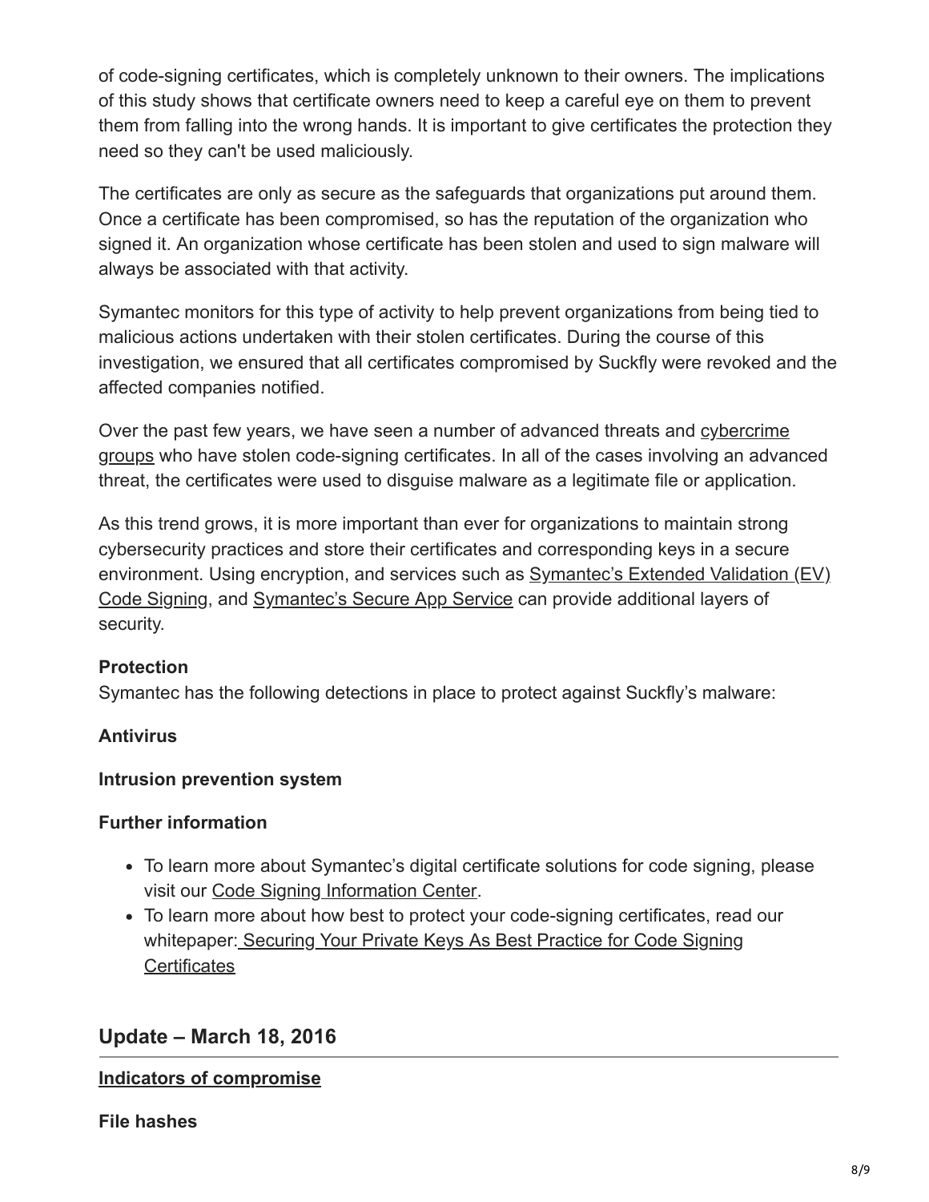of code-signing certificates, which is completely unknown to their owners. The implications of this study shows that certificate owners need to keep a careful eye on them to prevent them from falling into the wrong hands. It is important to give certificates the protection they need so they can't be used maliciously.

The certificates are only as secure as the safeguards that organizations put around them. Once a certificate has been compromised, so has the reputation of the organization who signed it. An organization whose certificate has been stolen and used to sign malware will always be associated with that activity.

Symantec monitors for this type of activity to help prevent organizations from being tied to malicious actions undertaken with their stolen certificates. During the course of this investigation, we ensured that all certificates compromised by Suckfly were revoked and the affected companies notified.

Over the past few years, we have seen a number of advanced threats and cybercrime groups who have stolen code-signing certificates. In all of the cases involving an advanced threat, the certificates were used to disguise malware as a legitimate file or application.

As this trend grows, it is more important than ever for organizations to maintain strong cybersecurity practices and store their certificates and corresponding keys in a secure environment. Using encryption, and services such as Symantec's Extended Validation (EV) Code Signing, and Symantec's Secure App Service can provide additional layers of security.

**Protection**

Symantec has the following detections in place to protect against Suckfly's malware:

**Antivirus**

**Intrusion prevention system**

**Further information**

- To learn more about Symantec's digital certificate solutions for code signing, please visit our Code Signing Information Center.
- To learn more about how best to protect your code-signing certificates, read our whitepaper: Securing Your Private Keys As Best Practice for Code Signing Certificates

## Update – March 18, 2016

**Indicators of compromise**

**File hashes**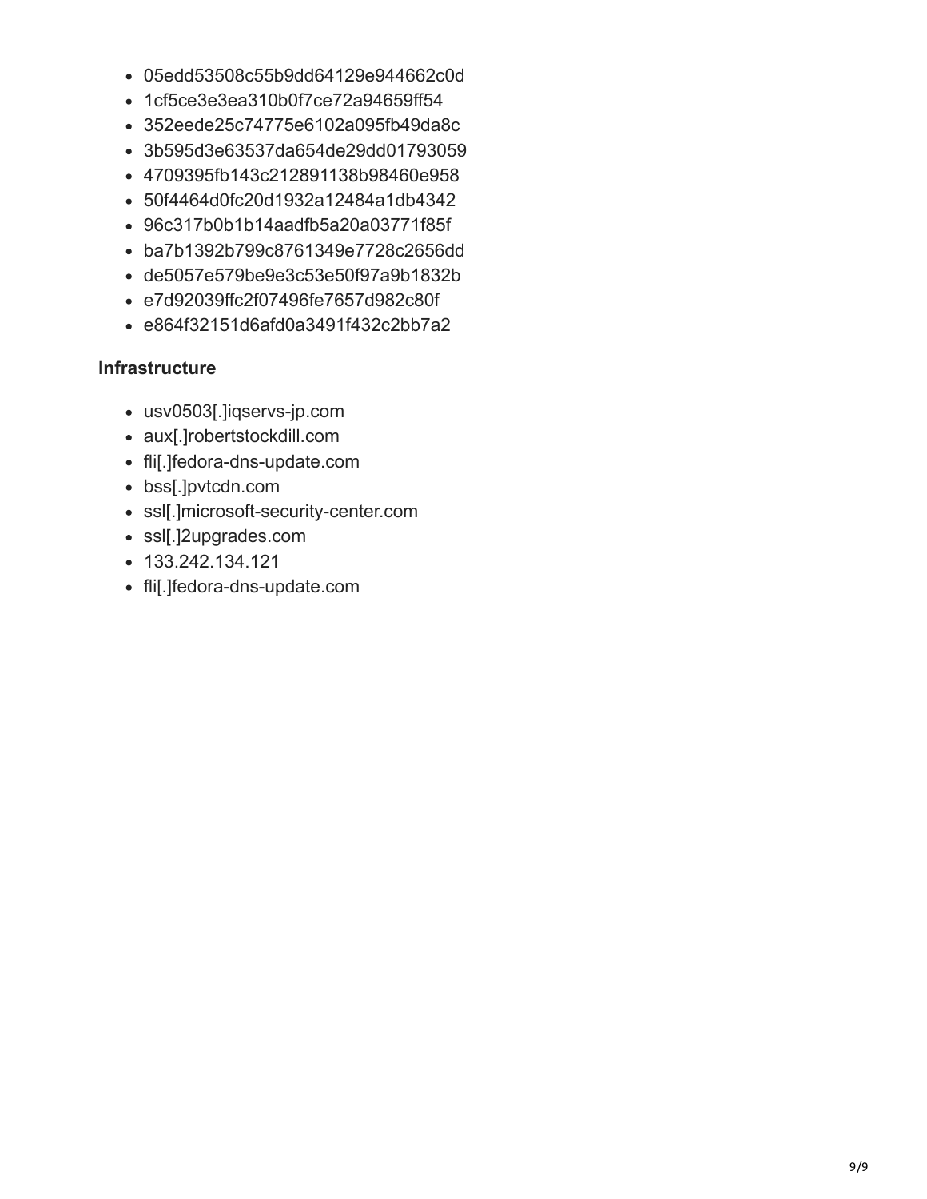- 05edd53508c55b9dd64129e944662c0d
- 1cf5ce3e3ea310b0f7ce72a94659ff54
- 352eede25c74775e6102a095fb49da8c
- 3b595d3e63537da654de29dd01793059
- 4709395fb143c212891138b98460e958
- 50f4464d0fc20d1932a12484a1db4342
- 96c317b0b1b14aadfb5a20a03771f85f
- ba7b1392b799c8761349e7728c2656dd
- de5057e579be9e3c53e50f97a9b1832b
- e7d92039ffc2f07496fe7657d982c80f
- e864f32151d6afd0a3491f432c2bb7a2

### Infrastructure

- usv0503[.]iqservs-jp.com
- aux[.]robertstockdill.com
- fli[.]fedora-dns-update.com
- bss[.]pvtcdn.com
- ssl[.]microsoft-security-center.com
- ssl[.]2upgrades.com
- 133.242.134.121
- fli[.]fedora-dns-update.com